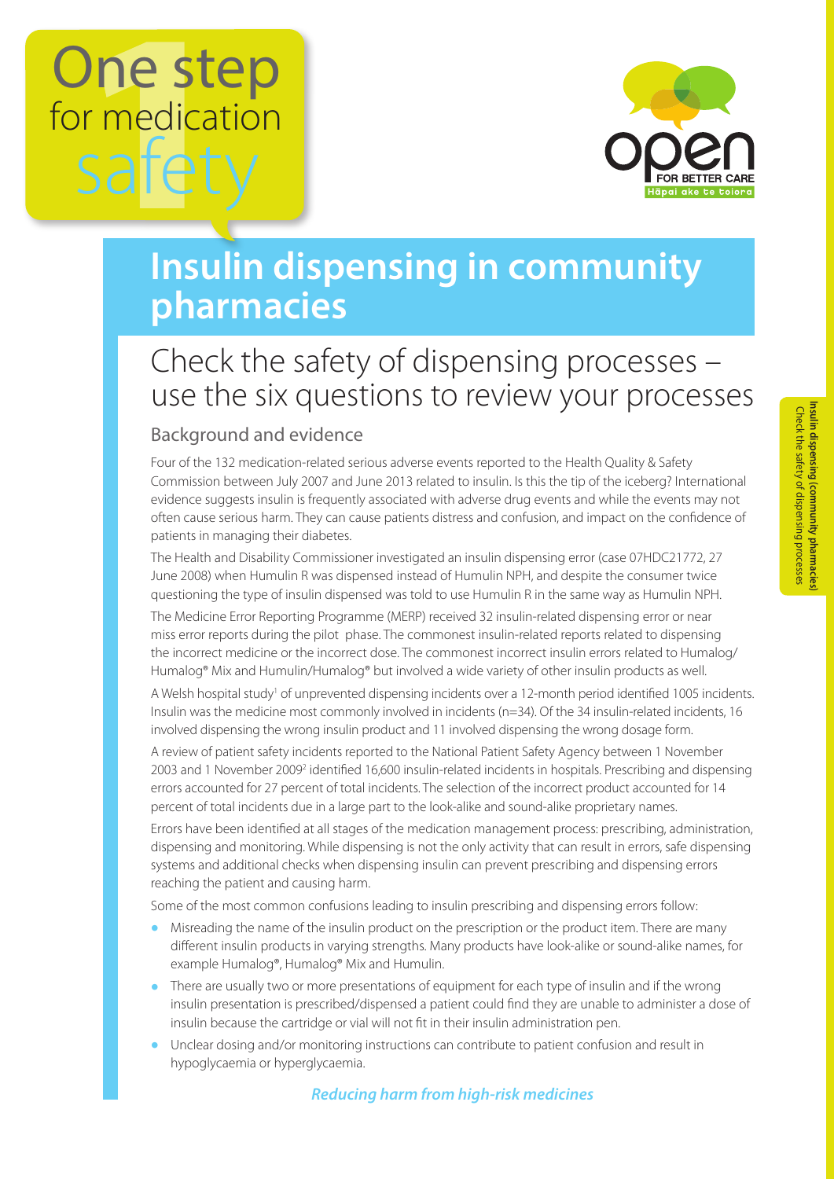# One step for medication safety

# Insulin dispensing in community pharmacies

## Check the safety of dispensing processes – use the six questions to review your processes

### Background and evidence

Four of the 132 medication-related serious adverse events reported to the Health Quality & Safety Commission between July 2007 and June 2013 related to insulin. Is this the tip of the iceberg? International evidence suggests insulin is frequently associated with adverse drug events and while the events may not often cause serious harm. They can cause patients distress and confusion, and impact on the confidence of patients in managing their diabetes.

The Health and Disability Commissioner investigated an insulin dispensing error (case 07HDC21772, 27 June 2008) when Humulin R was dispensed instead of Humulin NPH, and despite the consumer twice questioning the type of insulin dispensed was told to use Humulin R in the same way as Humulin NPH.

The Medicine Error Reporting Programme (MERP) received 32 insulin-related dispensing error or near miss error reports during the pilot phase. The commonest insulin-related reports related to dispensing the incorrect medicine or the incorrect dose. The commonest incorrect insulin errors related to Humalog/ Humalog® Mix and Humulin/Humalog® but involved a wide variety of other insulin products as well.

A Welsh hospital study[1] of unprevented dispensing incidents over a 12-month period identified 1005 incidents. Insulin was the medicine most commonly involved in incidents (n=34). Of the 34 insulin-related incidents, 16 involved dispensing the wrong insulin product and 11 involved dispensing the wrong dosage form.

A review of patient safety incidents reported to the National Patient Safety Agency between 1 November 2003 and 1 November 2009[2] identified 16,600 insulin-related incidents in hospitals. Prescribing and dispensing errors accounted for 27 percent of total incidents. The selection of the incorrect product accounted for 14 percent of total incidents due in a large part to the look-alike and sound-alike proprietary names.

Errors have been identified at all stages of the medication management process: prescribing, administration, dispensing and monitoring. While dispensing is not the only activity that can result in errors, safe dispensing systems and additional checks when dispensing insulin can prevent prescribing and dispensing errors reaching the patient and causing harm.

Some of the most common confusions leading to insulin prescribing and dispensing errors follow:

- Misreading the name of the insulin product on the prescription or the product item. There are many different insulin products in varying strengths. Many products have look-alike or sound-alike names, for example Humalog®, Humalog® Mix and Humulin.
- There are usually two or more presentations of equipment for each type of insulin and if the wrong insulin presentation is prescribed/dispensed a patient could find they are unable to administer a dose of insulin because the cartridge or vial will not fit in their insulin administration pen.
- Unclear dosing and/or monitoring instructions can contribute to patient confusion and result in hypoglycaemia or hyperglycaemia.

*Reducing harm from high-risk medicines*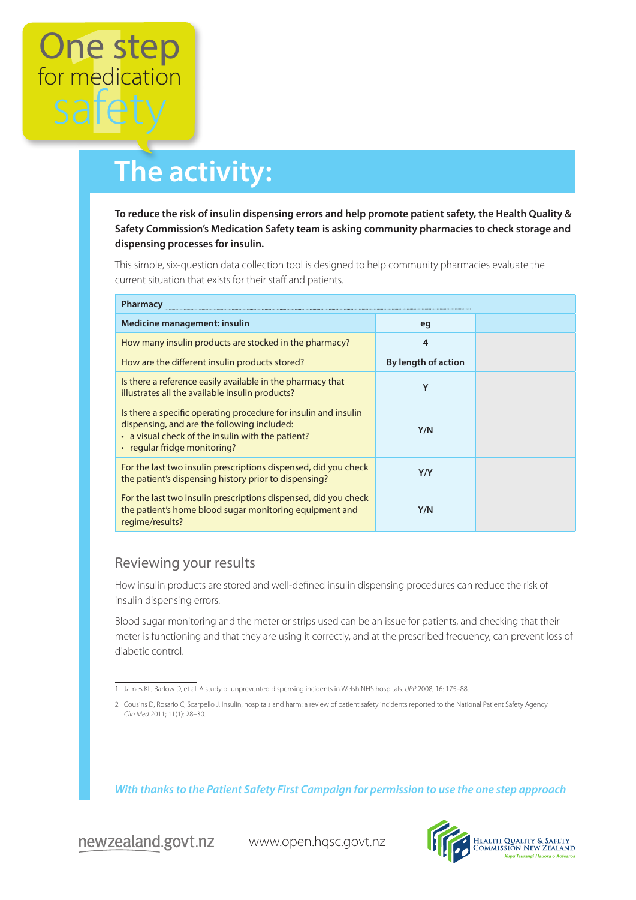# One step for medication safety

## The activity:

**To reduce the risk of insulin dispensing errors and help promote patient safety, the Health Quality & Safety Commission's Medication Safety team is asking community pharmacies to check storage and dispensing processes for insulin.**

This simple, six-question data collection tool is designed to help community pharmacies evaluate the current situation that exists for their staff and patients.

| **Pharmacy** | | |
|---|---|---|
| **Medicine management: insulin** | **eg** | |
| How many insulin products are stocked in the pharmacy? | **4** | |
| How are the different insulin products stored? | **By length of action** | |
| Is there a reference easily available in the pharmacy that illustrates all the available insulin products? | **Y** | |
| Is there a specific operating procedure for insulin and insulin dispensing, and are the following included:<br>• a visual check of the insulin with the patient?<br>• regular fridge monitoring? | **Y/N** | |
| For the last two insulin prescriptions dispensed, did you check the patient's dispensing history prior to dispensing? | **Y/Y** | |
| For the last two insulin prescriptions dispensed, did you check the patient's home blood sugar monitoring equipment and regime/results? | **Y/N** | |

### Reviewing your results

How insulin products are stored and well-defined insulin dispensing procedures can reduce the risk of insulin dispensing errors.

Blood sugar monitoring and the meter or strips used can be an issue for patients, and checking that their meter is functioning and that they are using it correctly, and at the prescribed frequency, can prevent loss of diabetic control.

1 James KL, Barlow D, et al. A study of unprevented dispensing incidents in Welsh NHS hospitals. *IJPP* 2008; 16: 175–88.

2 Cousins D, Rosario C, Scarpello J. Insulin, hospitals and harm: a review of patient safety incidents reported to the National Patient Safety Agency. *Clin Med* 2011; 11(1): 28–30.

***With thanks to the Patient Safety First Campaign for permission to use the one step approach***

newzealand.govt.nz www.open.hqsc.govt.nz

Health Quality & Safety Commission New Zealand
Kupu Taurangi Hauora o Aotearoa